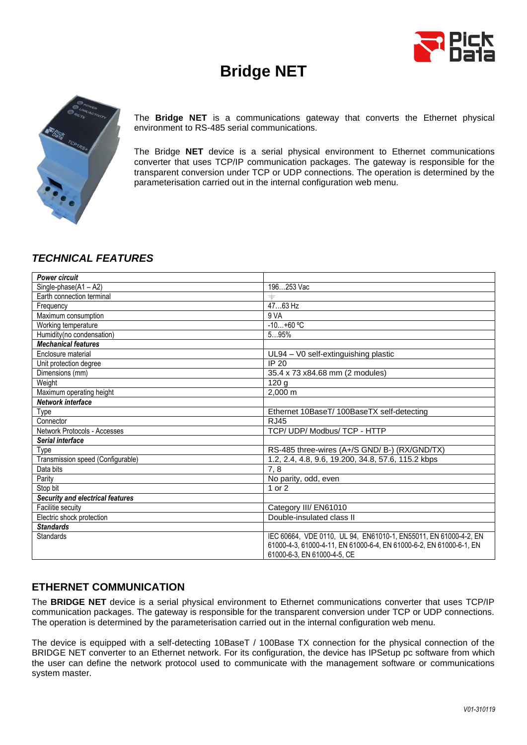# Bridge NET

The **Bridge NET** is a communications gateway that converts the Ethernet physical environment to RS-485 serial communications.

The Bridge **NET** device is a serial physical environment to Ethernet communications converter that uses TCP/IP communication packages. The gateway is responsible for the transparent conversion under TCP or UDP connections. The operation is determined by the parameterisation carried out in the internal configuration web menu.

## *TECHNICAL FEATURES*

| ***Power circuit*** | |
|---|---|
| Single-phase(A1 – A2) | 196…253 Vac |
| Earth connection terminal | ⏚ |
| Frequency | 47…63 Hz |
| Maximum consumption | 9 VA |
| Working temperature | -10…+60 ºC |
| Humidity(no condensation) | 5…95% |
| ***Mechanical features*** | |
| Enclosure material | UL94 – V0 self-extinguishing plastic |
| Unit protection degree | IP 20 |
| Dimensions (mm) | 35.4 x 73 x84.68 mm (2 modules) |
| Weight | 120 g |
| Maximum operating height | 2,000 m |
| ***Network interface*** | |
| Type | Ethernet 10BaseT/ 100BaseTX self-detecting |
| Connector | RJ45 |
| Network Protocols - Accesses | TCP/ UDP/ Modbus/ TCP - HTTP |
| ***Serial interface*** | |
| Type | RS-485 three-wires (A+/S GND/ B-) (RX/GND/TX) |
| Transmission speed (Configurable) | 1.2, 2.4, 4.8, 9.6, 19.200, 34.8, 57.6, 115.2 kbps |
| Data bits | 7, 8 |
| Parity | No parity, odd, even |
| Stop bit | 1 or 2 |
| ***Security and electrical features*** | |
| Facilitie secuity | Category III/ EN61010 |
| Electric shock protection | Double-insulated class II |
| ***Standards*** | |
| Standards | IEC 60664, VDE 0110, UL 94, EN61010-1, EN55011, EN 61000-4-2, EN 61000-4-3, 61000-4-11, EN 61000-6-4, EN 61000-6-2, EN 61000-6-1, EN 61000-6-3, EN 61000-4-5, CE |

## ETHERNET COMMUNICATION

The **BRIDGE NET** device is a serial physical environment to Ethernet communications converter that uses TCP/IP communication packages. The gateway is responsible for the transparent conversion under TCP or UDP connections. The operation is determined by the parameterisation carried out in the internal configuration web menu.

The device is equipped with a self-detecting 10BaseT / 100Base TX connection for the physical connection of the BRIDGE NET converter to an Ethernet network. For its configuration, the device has IPSetup pc software from which the user can define the network protocol used to communicate with the management software or communications system master.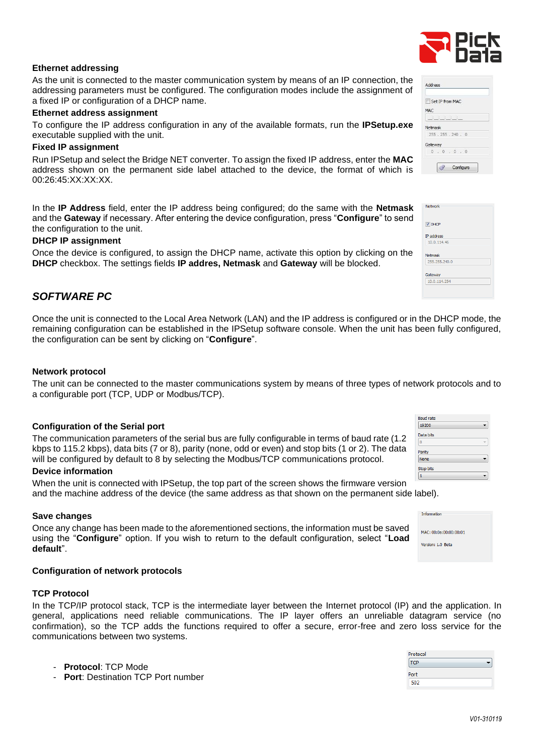### Ethernet addressing

As the unit is connected to the master communication system by means of an IP connection, the addressing parameters must be configured. The configuration modes include the assignment of a fixed IP or configuration of a DHCP name.

### Ethernet address assignment

To configure the IP address configuration in any of the available formats, run the **IPSetup.exe** executable supplied with the unit.

### Fixed IP assignment

Run IPSetup and select the Bridge NET converter. To assign the fixed IP address, enter the **MAC** address shown on the permanent side label attached to the device, the format of which is 00:26:45:XX:XX:XX.

In the **IP Address** field, enter the IP address being configured; do the same with the **Netmask** and the **Gateway** if necessary. After entering the device configuration, press "**Configure**" to send the configuration to the unit.

### DHCP IP assignment

Once the device is configured, to assign the DHCP name, activate this option by clicking on the **DHCP** checkbox. The settings fields **IP addres, Netmask** and **Gateway** will be blocked.

## *SOFTWARE PC*

Once the unit is connected to the Local Area Network (LAN) and the IP address is configured or in the DHCP mode, the remaining configuration can be established in the IPSetup software console. When the unit has been fully configured, the configuration can be sent by clicking on "**Configure**".

### Network protocol

The unit can be connected to the master communications system by means of three types of network protocols and to a configurable port (TCP, UDP or Modbus/TCP).

### Configuration of the Serial port

The communication parameters of the serial bus are fully configurable in terms of baud rate (1.2 kbps to 115.2 kbps), data bits (7 or 8), parity (none, odd or even) and stop bits (1 or 2). The data will be configured by default to 8 by selecting the Modbus/TCP communications protocol.

### Device information

When the unit is connected with IPSetup, the top part of the screen shows the firmware version and the machine address of the device (the same address as that shown on the permanent side label).

### Save changes

Once any change has been made to the aforementioned sections, the information must be saved using the "**Configure**" option. If you wish to return to the default configuration, select "**Load default**".

### Configuration of network protocols

### TCP Protocol

In the TCP/IP protocol stack, TCP is the intermediate layer between the Internet protocol (IP) and the application. In general, applications need reliable communications. The IP layer offers an unreliable datagram service (no confirmation), so the TCP adds the functions required to offer a secure, error-free and zero loss service for the communications between two systems.

- **Protocol**: TCP Mode
- **Port**: Destination TCP Port number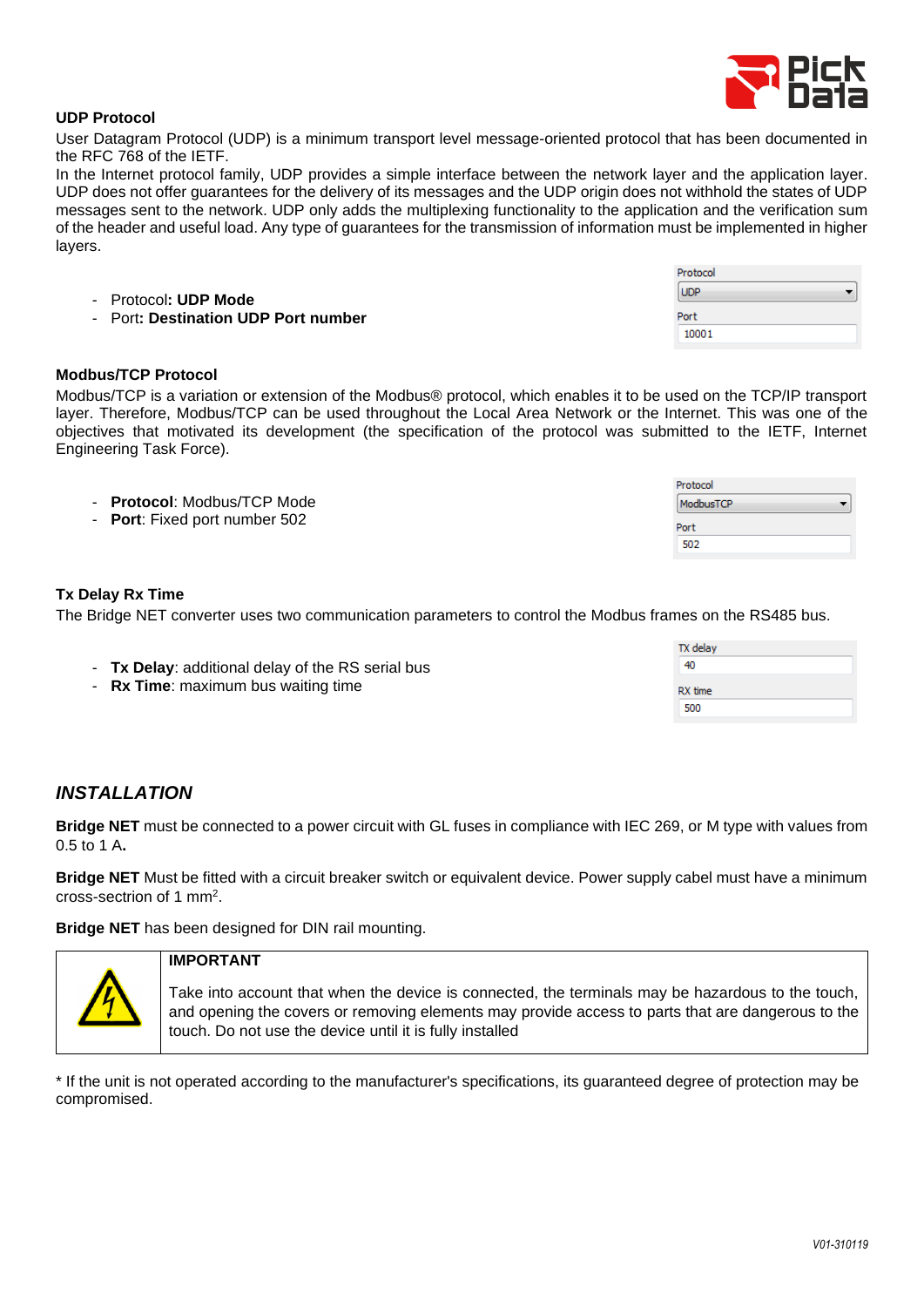**UDP Protocol**

User Datagram Protocol (UDP) is a minimum transport level message-oriented protocol that has been documented in the RFC 768 of the IETF.

In the Internet protocol family, UDP provides a simple interface between the network layer and the application layer. UDP does not offer guarantees for the delivery of its messages and the UDP origin does not withhold the states of UDP messages sent to the network. UDP only adds the multiplexing functionality to the application and the verification sum of the header and useful load. Any type of guarantees for the transmission of information must be implemented in higher layers.

- Protocol**: UDP Mode**
- Port**: Destination UDP Port number**

Protocol: UDP
Port: 10001

**Modbus/TCP Protocol**

Modbus/TCP is a variation or extension of the Modbus® protocol, which enables it to be used on the TCP/IP transport layer. Therefore, Modbus/TCP can be used throughout the Local Area Network or the Internet. This was one of the objectives that motivated its development (the specification of the protocol was submitted to the IETF, Internet Engineering Task Force).

- **Protocol**: Modbus/TCP Mode
- **Port**: Fixed port number 502

Protocol: ModbusTCP
Port: 502

**Tx Delay Rx Time**

The Bridge NET converter uses two communication parameters to control the Modbus frames on the RS485 bus.

- **Tx Delay**: additional delay of the RS serial bus
- **Rx Time**: maximum bus waiting time

TX delay: 40
RX time: 500

## *INSTALLATION*

**Bridge NET** must be connected to a power circuit with GL fuses in compliance with IEC 269, or M type with values from 0.5 to 1 A**.**

**Bridge NET** Must be fitted with a circuit breaker switch or equivalent device. Power supply cabel must have a minimum cross-sectrion of 1 mm².

**Bridge NET** has been designed for DIN rail mounting.

| | **IMPORTANT**<br><br>Take into account that when the device is connected, the terminals may be hazardous to the touch, and opening the covers or removing elements may provide access to parts that are dangerous to the touch. Do not use the device until it is fully installed |
|---|---|

\* If the unit is not operated according to the manufacturer's specifications, its guaranteed degree of protection may be compromised.

V01-310119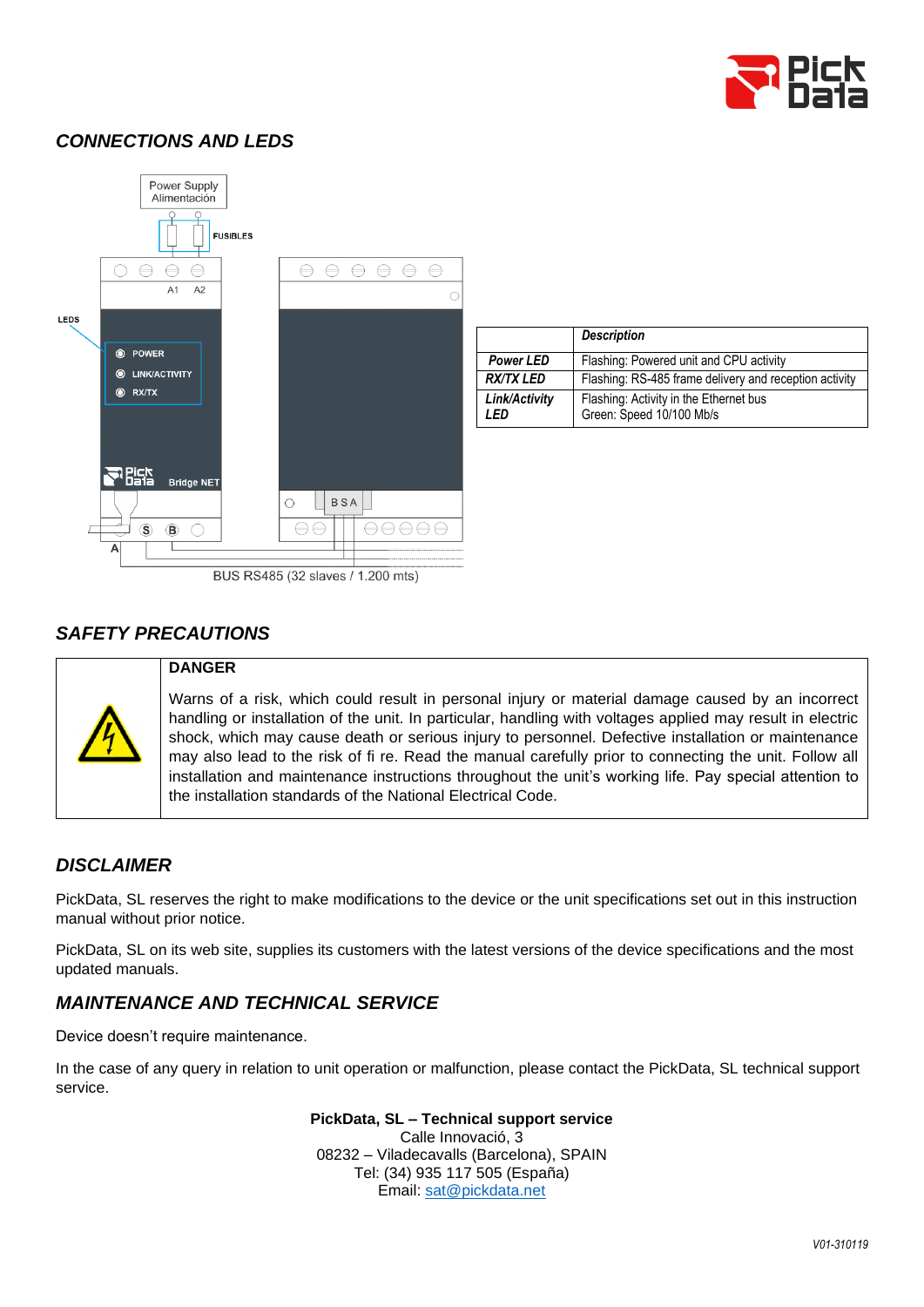## CONNECTIONS AND LEDS

Power Supply
Alimentación

FUSIBLES

LEDS

POWER
LINK/ACTIVITY
RX/TX

Bridge NET

A1 A2

BSA

S B

A

BUS RS485 (32 slaves / 1.200 mts)

| | *Description* |
|---|---|
| *Power LED* | Flashing: Powered unit and CPU activity |
| *RX/TX LED* | Flashing: RS-485 frame delivery and reception activity |
| *Link/Activity LED* | Flashing: Activity in the Ethernet bus<br>Green: Speed 10/100 Mb/s |

## SAFETY PRECAUTIONS

| | |
|---|---|
| | **DANGER**<br><br>Warns of a risk, which could result in personal injury or material damage caused by an incorrect handling or installation of the unit. In particular, handling with voltages applied may result in electric shock, which may cause death or serious injury to personnel. Defective installation or maintenance may also lead to the risk of fi re. Read the manual carefully prior to connecting the unit. Follow all installation and maintenance instructions throughout the unit's working life. Pay special attention to the installation standards of the National Electrical Code. |

## DISCLAIMER

PickData, SL reserves the right to make modifications to the device or the unit specifications set out in this instruction manual without prior notice.

PickData, SL on its web site, supplies its customers with the latest versions of the device specifications and the most updated manuals.

## MAINTENANCE AND TECHNICAL SERVICE

Device doesn't require maintenance.

In the case of any query in relation to unit operation or malfunction, please contact the PickData, SL technical support service.

**PickData, SL – Technical support service**
Calle Innovació, 3
08232 – Viladecavalls (Barcelona), SPAIN
Tel: (34) 935 117 505 (España)
Email: sat@pickdata.net

*V01-310119*